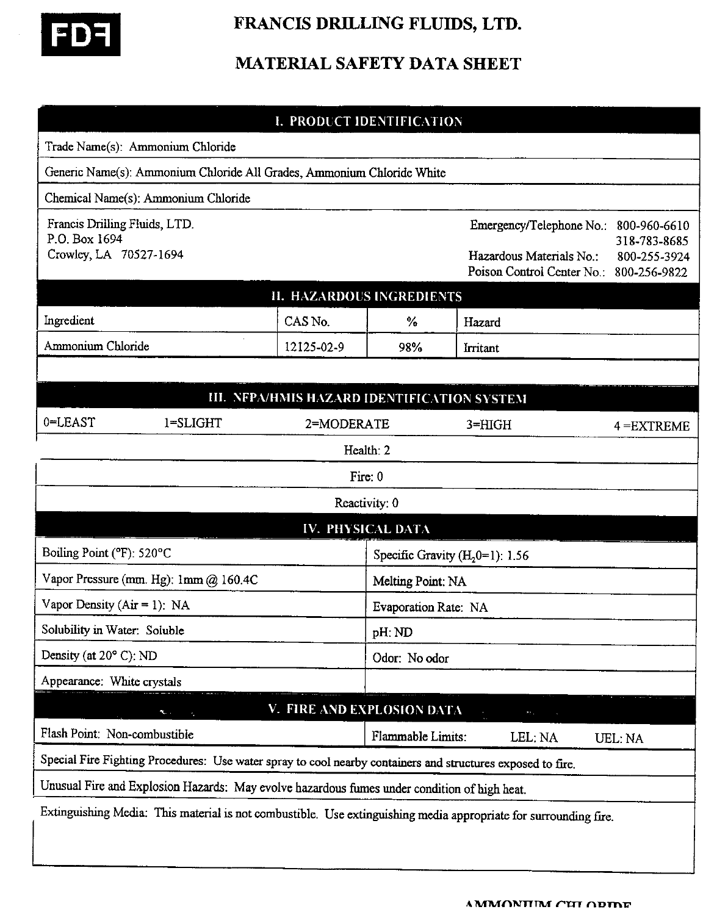# FRANCIS DRILLING FLUIDS, LTD.

# MATERIAL SAFETY DATA SHEET

## I. PRODUCT IDENTIFICATION

Trade Name(s): Ammonium Chloride

Generic Name(s): Ammonium Chloride All Grades, Ammonium Chloride White

Chemical Name(s): Ammonium Chloride

Francis Drilling Fluids, LTD.
P.O. Box 1694
Crowley, LA 70527-1694

Emergency/Telephone No.: 800-960-6610
318-783-8685
Hazardous Materials No.: 800-255-3924
Poison Control Center No.: 800-256-9822

## II. HAZARDOUS INGREDIENTS

| Ingredient | CAS No. | % | Hazard |
|---|---|---|---|
| Ammonium Chloride | 12125-02-9 | 98% | Irritant |

## III. NFPA/HMIS HAZARD IDENTIFICATION SYSTEM

0=LEAST 1=SLIGHT 2=MODERATE 3=HIGH 4 =EXTREME

Health: 2

Fire: 0

Reactivity: 0

## IV. PHYSICAL DATA

| | |
|---|---|
| Boiling Point (°F): 520°C | Specific Gravity ($H_2O$=1): 1.56 |
| Vapor Pressure (mm. Hg): 1mm @ 160.4C | Melting Point: NA |
| Vapor Density (Air = 1): NA | Evaporation Rate: NA |
| Solubility in Water: Soluble | pH: ND |
| Density (at 20° C): ND | Odor: No odor |
| Appearance: White crystals | |

## V. FIRE AND EXPLOSION DATA

| | |
|---|---|
| Flash Point: Non-combustible | Flammable Limits: LEL: NA UEL: NA |

Special Fire Fighting Procedures: Use water spray to cool nearby containers and structures exposed to fire.

Unusual Fire and Explosion Hazards: May evolve hazardous fumes under condition of high heat.

Extinguishing Media: This material is not combustible. Use extinguishing media appropriate for surrounding fire.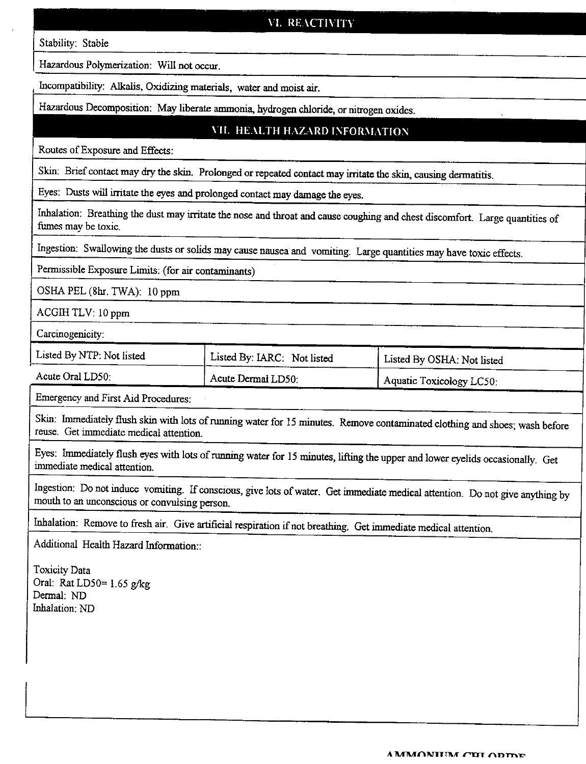## VI. REACTIVITY

Stability: Stable

Hazardous Polymerization: Will not occur.

Incompatibility: Alkalis, Oxidizing materials, water and moist air.

Hazardous Decomposition: May liberate ammonia, hydrogen chloride, or nitrogen oxides.

## VII. HEALTH HAZARD INFORMATION

Routes of Exposure and Effects:

Skin: Brief contact may dry the skin. Prolonged or repeated contact may irritate the skin, causing dermatitis.

Eyes: Dusts will irritate the eyes and prolonged contact may damage the eyes.

Inhalation: Breathing the dust may irritate the nose and throat and cause coughing and chest discomfort. Large quantities of fumes may be toxic.

Ingestion: Swallowing the dusts or solids may cause nausea and vomiting. Large quantities may have toxic effects.

Permissible Exposure Limits: (for air contaminants)

OSHA PEL (8hr. TWA): 10 ppm

ACGIH TLV: 10 ppm

Carcinogenicity:

| Listed By NTP: Not listed | Listed By: IARC: Not listed | Listed By OSHA: Not listed |
|---|---|---|
| Acute Oral LD50: | Acute Dermal LD50: | Aquatic Toxicology LC50: |

Emergency and First Aid Procedures:

Skin: Immediately flush skin with lots of running water for 15 minutes. Remove contaminated clothing and shoes; wash before reuse. Get immediate medical attention.

Eyes: Immediately flush eyes with lots of running water for 15 minutes, lifting the upper and lower eyelids occasionally. Get immediate medical attention.

Ingestion: Do not induce vomiting. If conscious, give lots of water. Get immediate medical attention. Do not give anything by mouth to an unconscious or convulsing person.

Inhalation: Remove to fresh air. Give artificial respiration if not breathing. Get immediate medical attention.

Additional Health Hazard Information::

Toxicity Data
Oral: Rat LD50= 1.65 g/kg
Dermal: ND
Inhalation: ND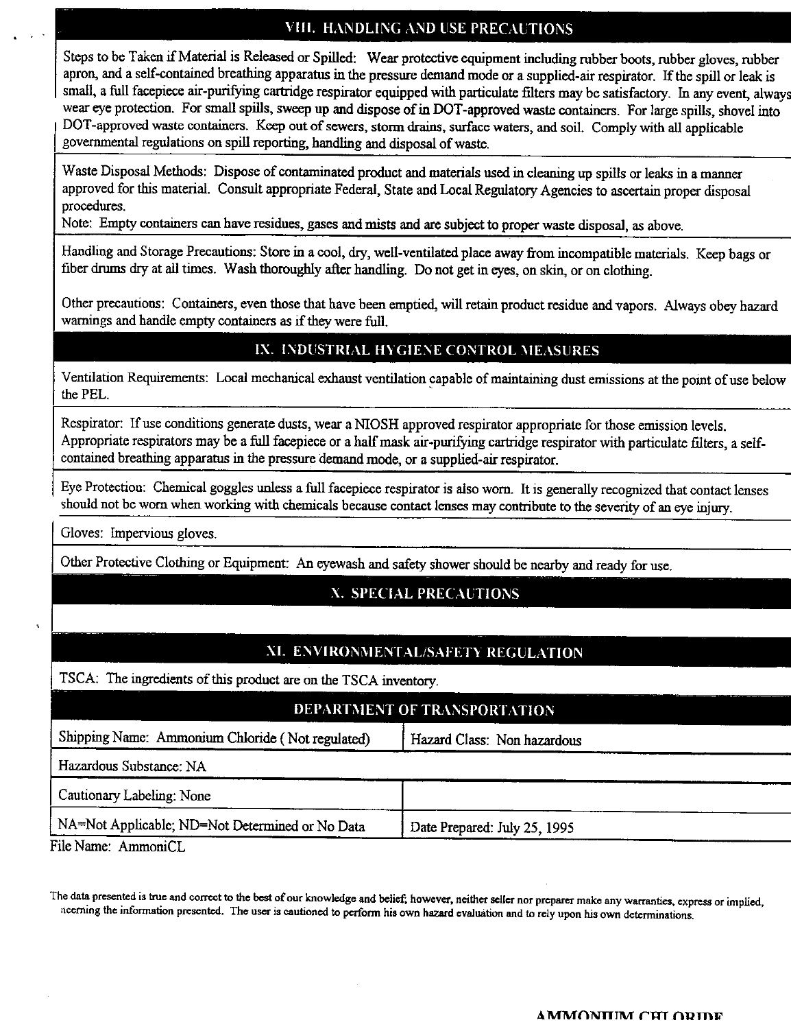## VIII. HANDLING AND USE PRECAUTIONS

Steps to be Taken if Material is Released or Spilled: Wear protective equipment including rubber boots, rubber gloves, rubber apron, and a self-contained breathing apparatus in the pressure demand mode or a supplied-air respirator. If the spill or leak is small, a full facepiece air-purifying cartridge respirator equipped with particulate filters may be satisfactory. In any event, always wear eye protection. For small spills, sweep up and dispose of in DOT-approved waste containers. For large spills, shovel into DOT-approved waste containers. Keep out of sewers, storm drains, surface waters, and soil. Comply with all applicable governmental regulations on spill reporting, handling and disposal of waste.

Waste Disposal Methods: Dispose of contaminated product and materials used in cleaning up spills or leaks in a manner approved for this material. Consult appropriate Federal, State and Local Regulatory Agencies to ascertain proper disposal procedures.
Note: Empty containers can have residues, gases and mists and are subject to proper waste disposal, as above.

Handling and Storage Precautions: Store in a cool, dry, well-ventilated place away from incompatible materials. Keep bags or fiber drums dry at all times. Wash thoroughly after handling. Do not get in eyes, on skin, or on clothing.

Other precautions: Containers, even those that have been emptied, will retain product residue and vapors. Always obey hazard warnings and handle empty containers as if they were full.

## IX. INDUSTRIAL HYGIENE CONTROL MEASURES

Ventilation Requirements: Local mechanical exhaust ventilation capable of maintaining dust emissions at the point of use below the PEL.

Respirator: If use conditions generate dusts, wear a NIOSH approved respirator appropriate for those emission levels. Appropriate respirators may be a full facepiece or a half mask air-purifying cartridge respirator with particulate filters, a self-contained breathing apparatus in the pressure demand mode, or a supplied-air respirator.

Eye Protection: Chemical goggles unless a full facepiece respirator is also worn. It is generally recognized that contact lenses should not be worn when working with chemicals because contact lenses may contribute to the severity of an eye injury.

Gloves: Impervious gloves.

Other Protective Clothing or Equipment: An eyewash and safety shower should be nearby and ready for use.

## X. SPECIAL PRECAUTIONS

## XI. ENVIRONMENTAL/SAFETY REGULATION

TSCA: The ingredients of this product are on the TSCA inventory.

## DEPARTMENT OF TRANSPORTATION

| | |
|---|---|
| Shipping Name: Ammonium Chloride ( Not regulated) | Hazard Class: Non hazardous |
| Hazardous Substance: NA | |
| Cautionary Labeling: None | |
| NA=Not Applicable; ND=Not Determined or No Data | Date Prepared: July 25, 1995 |

File Name: AmmoniCL

The data presented is true and correct to the best of our knowledge and belief; however, neither seller nor preparer make any warranties, express or implied, ncerning the information presented. The user is cautioned to perform his own hazard evaluation and to rely upon his own determinations.